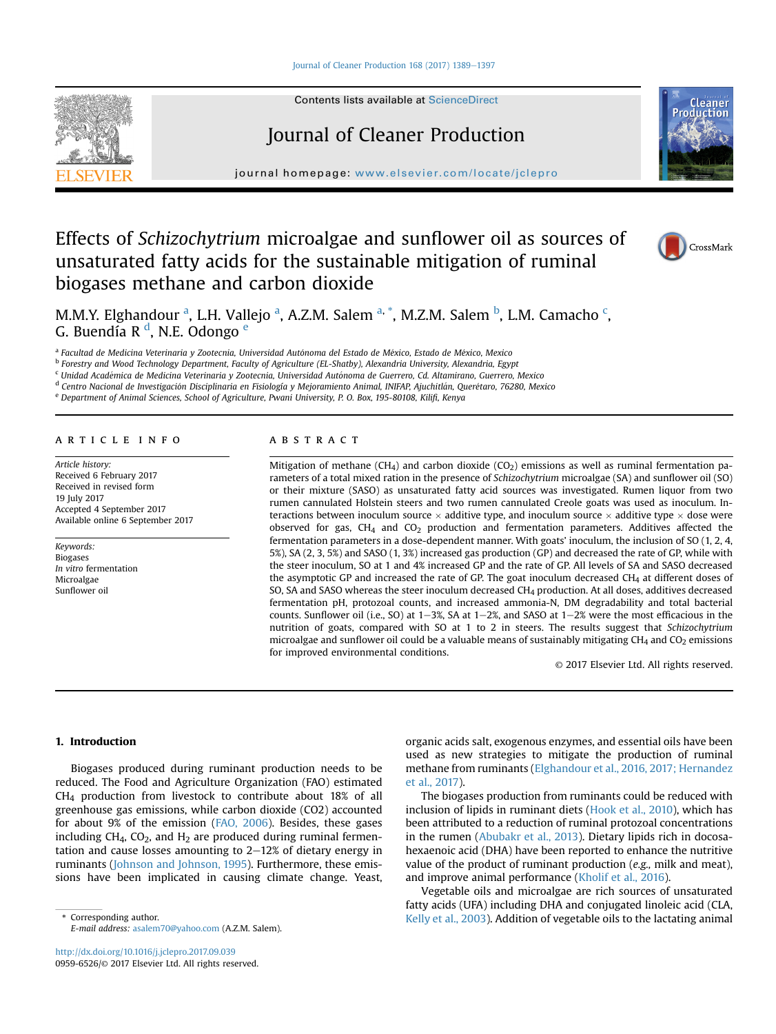# Effects of *Schizochytrium* microalgae and sunflower oil as sources of unsaturated fatty acids for the sustainable mitigation of ruminal biogases methane and carbon dioxide

M.M.Y. Elghandour [a], L.H. Vallejo [a], A.Z.M. Salem [a, *], M.Z.M. Salem [b], L.M. Camacho [c], G. Buendía R [d], N.E. Odongo [e]

[a] Facultad de Medicina Veterinaria y Zootecnia, Universidad Autónoma del Estado de México, Estado de México, Mexico
[b] Forestry and Wood Technology Department, Faculty of Agriculture (EL-Shatby), Alexandria University, Alexandria, Egypt
[c] Unidad Académica de Medicina Veterinaria y Zootecnia, Universidad Autónoma de Guerrero, Cd. Altamirano, Guerrero, Mexico
[d] Centro Nacional de Investigación Disciplinaria en Fisiología y Mejoramiento Animal, INIFAP, Ajuchitlán, Querétaro, 76280, Mexico
[e] Department of Animal Sciences, School of Agriculture, Pwani University, P. O. Box, 195-80108, Kilifi, Kenya

## ARTICLE INFO

*Article history:*
Received 6 February 2017
Received in revised form
19 July 2017
Accepted 4 September 2017
Available online 6 September 2017

*Keywords:*
Biogases
*In vitro* fermentation
Microalgae
Sunflower oil

## ABSTRACT

Mitigation of methane ($CH_4$) and carbon dioxide ($CO_2$) emissions as well as ruminal fermentation parameters of a total mixed ration in the presence of *Schizochytrium* microalgae (SA) and sunflower oil (SO) or their mixture (SASO) as unsaturated fatty acid sources was investigated. Rumen liquor from two rumen cannulated Holstein steers and two rumen cannulated Creole goats was used as inoculum. Interactions between inoculum source × additive type, and inoculum source × additive type × dose were observed for gas, $CH_4$ and $CO_2$ production and fermentation parameters. Additives affected the fermentation parameters in a dose-dependent manner. With goats' inoculum, the inclusion of SO (1, 2, 4, 5%), SA (2, 3, 5%) and SASO (1, 3%) increased gas production (GP) and decreased the rate of GP, while with the steer inoculum, SO at 1 and 4% increased GP and the rate of GP. All levels of SA and SASO decreased the asymptotic GP and increased the rate of GP. The goat inoculum decreased $CH_4$ at different doses of SO, SA and SASO whereas the steer inoculum decreased $CH_4$ production. At all doses, additives decreased fermentation pH, protozoal counts, and increased ammonia-N, DM degradability and total bacterial counts. Sunflower oil (i.e., SO) at 1–3%, SA at 1–2%, and SASO at 1–2% were the most efficacious in the nutrition of goats, compared with SO at 1 to 2 in steers. The results suggest that *Schizochytrium* microalgae and sunflower oil could be a valuable means of sustainably mitigating $CH_4$ and $CO_2$ emissions for improved environmental conditions.

© 2017 Elsevier Ltd. All rights reserved.

## 1. Introduction

Biogases produced during ruminant production needs to be reduced. The Food and Agriculture Organization (FAO) estimated $CH_4$ production from livestock to contribute about 18% of all greenhouse gas emissions, while carbon dioxide (CO2) accounted for about 9% of the emission (FAO, 2006). Besides, these gases including $CH_4$, $CO_2$, and $H_2$ are produced during ruminal fermentation and cause losses amounting to 2–12% of dietary energy in ruminants (Johnson and Johnson, 1995). Furthermore, these emissions have been implicated in causing climate change. Yeast, organic acids salt, exogenous enzymes, and essential oils have been used as new strategies to mitigate the production of ruminal methane from ruminants (Elghandour et al., 2016, 2017; Hernandez et al., 2017).

The biogases production from ruminants could be reduced with inclusion of lipids in ruminant diets (Hook et al., 2010), which has been attributed to a reduction of ruminal protozoal concentrations in the rumen (Abubakr et al., 2013). Dietary lipids rich in docosahexaenoic acid (DHA) have been reported to enhance the nutritive value of the product of ruminant production (*e.g.,* milk and meat), and improve animal performance (Kholif et al., 2016).

Vegetable oils and microalgae are rich sources of unsaturated fatty acids (UFA) including DHA and conjugated linoleic acid (CLA, Kelly et al., 2003). Addition of vegetable oils to the lactating animal

* Corresponding author.
*E-mail address:* asalem70@yahoo.com (A.Z.M. Salem).

http://dx.doi.org/10.1016/j.jclepro.2017.09.039
0959-6526/© 2017 Elsevier Ltd. All rights reserved.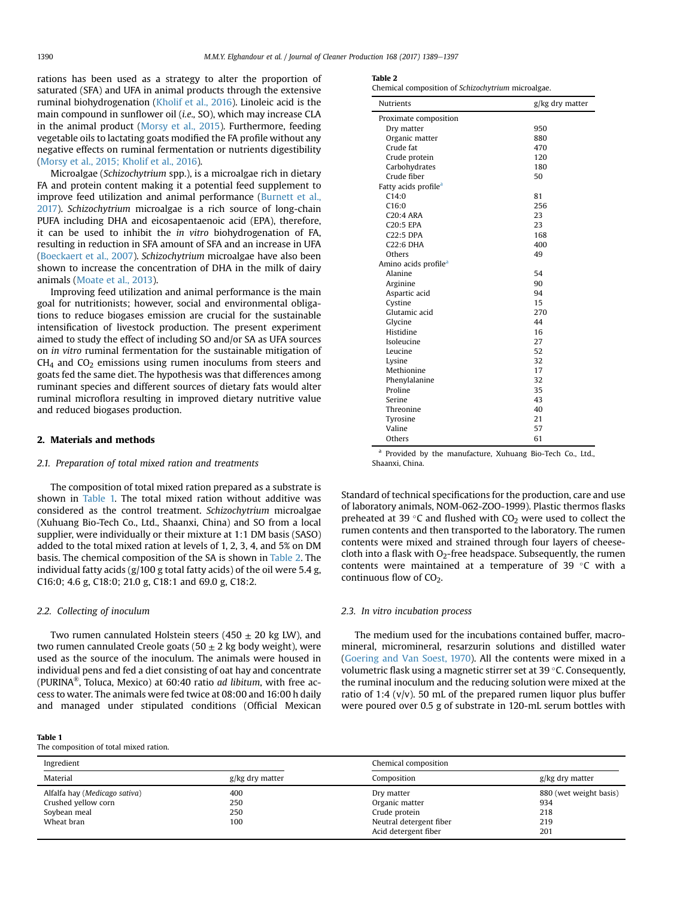rations has been used as a strategy to alter the proportion of saturated (SFA) and UFA in animal products through the extensive ruminal biohydrogenation (Kholif et al., 2016). Linoleic acid is the main compound in sunflower oil (*i.e.*, SO), which may increase CLA in the animal product (Morsy et al., 2015). Furthermore, feeding vegetable oils to lactating goats modified the FA profile without any negative effects on ruminal fermentation or nutrients digestibility (Morsy et al., 2015; Kholif et al., 2016).

Microalgae (*Schizochytrium* spp.), is a microalgae rich in dietary FA and protein content making it a potential feed supplement to improve feed utilization and animal performance (Burnett et al., 2017). *Schizochytrium* microalgae is a rich source of long-chain PUFA including DHA and eicosapentaenoic acid (EPA), therefore, it can be used to inhibit the *in vitro* biohydrogenation of FA, resulting in reduction in SFA amount of SFA and an increase in UFA (Boeckaert et al., 2007). *Schizochytrium* microalgae have also been shown to increase the concentration of DHA in the milk of dairy animals (Moate et al., 2013).

Improving feed utilization and animal performance is the main goal for nutritionists; however, social and environmental obligations to reduce biogases emission are crucial for the sustainable intensification of livestock production. The present experiment aimed to study the effect of including SO and/or SA as UFA sources on *in vitro* ruminal fermentation for the sustainable mitigation of $CH_4$ and $CO_2$ emissions using rumen inoculums from steers and goats fed the same diet. The hypothesis was that differences among ruminant species and different sources of dietary fats would alter ruminal microflora resulting in improved dietary nutritive value and reduced biogases production.

## 2. Materials and methods

### 2.1. Preparation of total mixed ration and treatments

The composition of total mixed ration prepared as a substrate is shown in Table 1. The total mixed ration without additive was considered as the control treatment. *Schizochytrium* microalgae (Xuhuang Bio-Tech Co., Ltd., Shaanxi, China) and SO from a local supplier, were individually or their mixture at 1:1 DM basis (SASO) added to the total mixed ration at levels of 1, 2, 3, 4, and 5% on DM basis. The chemical composition of the SA is shown in Table 2. The individual fatty acids (g/100 g total fatty acids) of the oil were 5.4 g, C16:0; 4.6 g, C18:0; 21.0 g, C18:1 and 69.0 g, C18:2.

**Table 2**
Chemical composition of *Schizochytrium* microalgae.

| Nutrients | g/kg dry matter |
|---|---|
| Proximate composition | |
| Dry matter | 950 |
| Organic matter | 880 |
| Crude fat | 470 |
| Crude protein | 120 |
| Carbohydrates | 180 |
| Crude fiber | 50 |
| Fatty acids profile[a] | |
| C14:0 | 81 |
| C16:0 | 256 |
| C20:4 ARA | 23 |
| C20:5 EPA | 23 |
| C22:5 DPA | 168 |
| C22:6 DHA | 400 |
| Others | 49 |
| Amino acids profile[a] | |
| Alanine | 54 |
| Arginine | 90 |
| Aspartic acid | 94 |
| Cystine | 15 |
| Glutamic acid | 270 |
| Glycine | 44 |
| Histidine | 16 |
| Isoleucine | 27 |
| Leucine | 52 |
| Lysine | 32 |
| Methionine | 17 |
| Phenylalanine | 32 |
| Proline | 35 |
| Serine | 43 |
| Threonine | 40 |
| Tyrosine | 21 |
| Valine | 57 |
| Others | 61 |

[a] Provided by the manufacture, Xuhuang Bio-Tech Co., Ltd., Shaanxi, China.

### 2.2. Collecting of inoculum

Two rumen cannulated Holstein steers (450 ± 20 kg LW), and two rumen cannulated Creole goats (50 ± 2 kg body weight), were used as the source of the inoculum. The animals were housed in individual pens and fed a diet consisting of oat hay and concentrate (PURINA®, Toluca, Mexico) at 60:40 ratio *ad libitum*, with free access to water. The animals were fed twice at 08:00 and 16:00 h daily and managed under stipulated conditions (Official Mexican Standard of technical specifications for the production, care and use of laboratory animals, NOM-062-ZOO-1999). Plastic thermos flasks preheated at 39 °C and flushed with $CO_2$ were used to collect the rumen contents and then transported to the laboratory. The rumen contents were mixed and strained through four layers of cheesecloth into a flask with $O_2$-free headspace. Subsequently, the rumen contents were maintained at a temperature of 39 °C with a continuous flow of $CO_2$.

### 2.3. In vitro incubation process

The medium used for the incubations contained buffer, macromineral, micromineral, resazurin solutions and distilled water (Goering and Van Soest, 1970). All the contents were mixed in a volumetric flask using a magnetic stirrer set at 39 °C. Consequently, the ruminal inoculum and the reducing solution were mixed at the ratio of 1:4 (v/v). 50 mL of the prepared rumen liquor plus buffer were poured over 0.5 g of substrate in 120-mL serum bottles with

**Table 1**
The composition of total mixed ration.

| Ingredient | | Chemical composition | |
|---|---|---|---|
| Material | g/kg dry matter | Composition | g/kg dry matter |
| Alfalfa hay (*Medicago sativa*) | 400 | Dry matter | 880 (wet weight basis) |
| Crushed yellow corn | 250 | Organic matter | 934 |
| Soybean meal | 250 | Crude protein | 218 |
| Wheat bran | 100 | Neutral detergent fiber | 219 |
| | | Acid detergent fiber | 201 |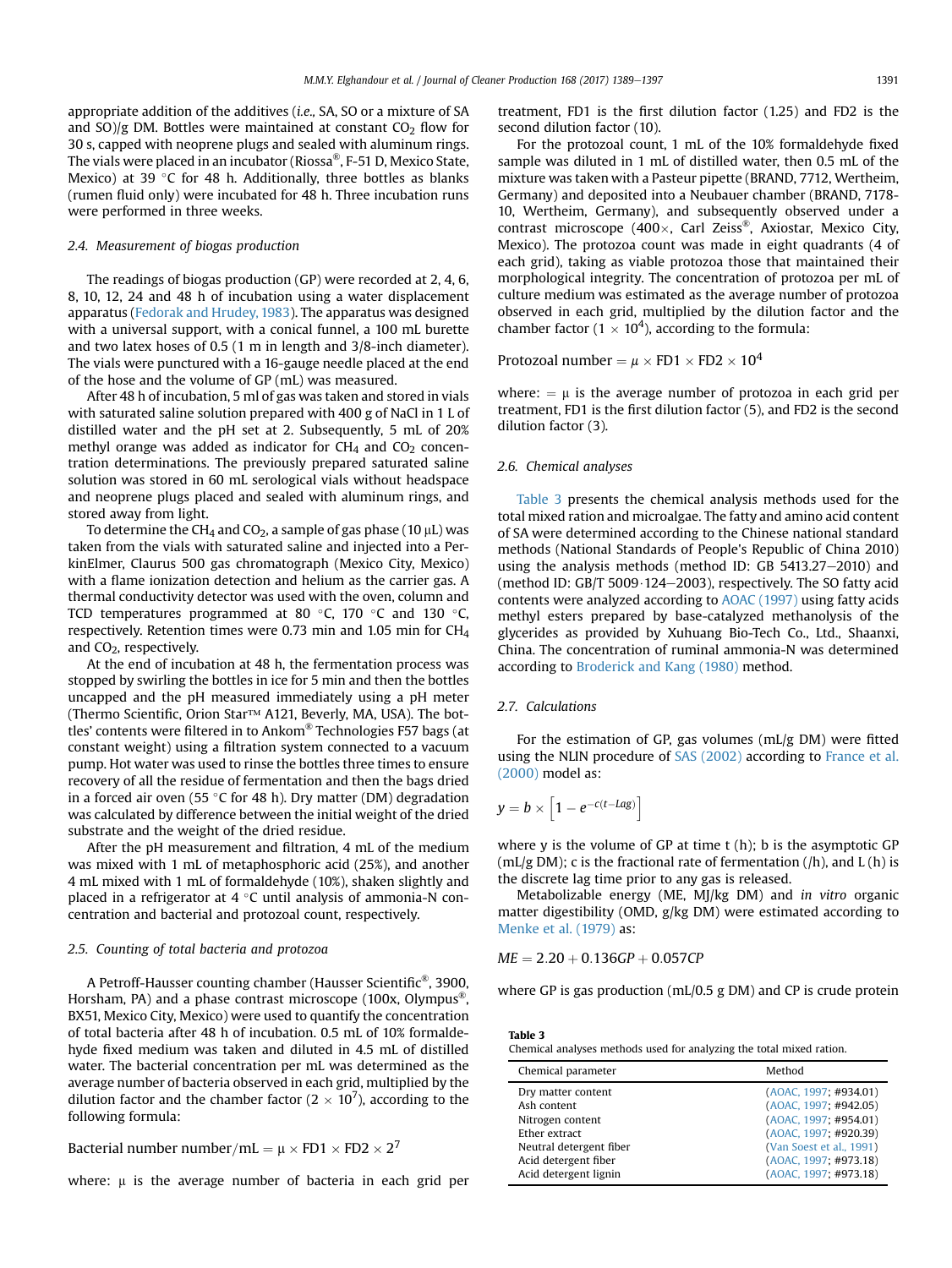appropriate addition of the additives (*i.e.*, SA, SO or a mixture of SA and SO)/g DM. Bottles were maintained at constant $CO_2$ flow for 30 s, capped with neoprene plugs and sealed with aluminum rings. The vials were placed in an incubator (Riossa®, F-51 D, Mexico State, Mexico) at 39 °C for 48 h. Additionally, three bottles as blanks (rumen fluid only) were incubated for 48 h. Three incubation runs were performed in three weeks.

### 2.4. Measurement of biogas production

The readings of biogas production (GP) were recorded at 2, 4, 6, 8, 10, 12, 24 and 48 h of incubation using a water displacement apparatus (Fedorak and Hrudey, 1983). The apparatus was designed with a universal support, with a conical funnel, a 100 mL burette and two latex hoses of 0.5 (1 m in length and 3/8-inch diameter). The vials were punctured with a 16-gauge needle placed at the end of the hose and the volume of GP (mL) was measured.

After 48 h of incubation, 5 ml of gas was taken and stored in vials with saturated saline solution prepared with 400 g of NaCl in 1 L of distilled water and the pH set at 2. Subsequently, 5 mL of 20% methyl orange was added as indicator for $CH_4$ and $CO_2$ concentration determinations. The previously prepared saturated saline solution was stored in 60 mL serological vials without headspace and neoprene plugs placed and sealed with aluminum rings, and stored away from light.

To determine the $CH_4$ and $CO_2$, a sample of gas phase (10 μL) was taken from the vials with saturated saline and injected into a PerkinElmer, Claurus 500 gas chromatograph (Mexico City, Mexico) with a flame ionization detection and helium as the carrier gas. A thermal conductivity detector was used with the oven, column and TCD temperatures programmed at 80 °C, 170 °C and 130 °C, respectively. Retention times were 0.73 min and 1.05 min for $CH_4$ and $CO_2$, respectively.

At the end of incubation at 48 h, the fermentation process was stopped by swirling the bottles in ice for 5 min and then the bottles uncapped and the pH measured immediately using a pH meter (Thermo Scientific, Orion Star™ A121, Beverly, MA, USA). The bottles' contents were filtered in to Ankom® Technologies F57 bags (at constant weight) using a filtration system connected to a vacuum pump. Hot water was used to rinse the bottles three times to ensure recovery of all the residue of fermentation and then the bags dried in a forced air oven (55 °C for 48 h). Dry matter (DM) degradation was calculated by difference between the initial weight of the dried substrate and the weight of the dried residue.

After the pH measurement and filtration, 4 mL of the medium was mixed with 1 mL of metaphosphoric acid (25%), and another 4 mL mixed with 1 mL of formaldehyde (10%), shaken slightly and placed in a refrigerator at 4 °C until analysis of ammonia-N concentration and bacterial and protozoal count, respectively.

### 2.5. Counting of total bacteria and protozoa

A Petroff-Hausser counting chamber (Hausser Scientific®, 3900, Horsham, PA) and a phase contrast microscope (100x, Olympus®, BX51, Mexico City, Mexico) were used to quantify the concentration of total bacteria after 48 h of incubation. 0.5 mL of 10% formaldehyde fixed medium was taken and diluted in 4.5 mL of distilled water. The bacterial concentration per mL was determined as the average number of bacteria observed in each grid, multiplied by the dilution factor and the chamber factor ($2 \times 10^7$), according to the following formula:

$$\text{Bacterial number number/mL} = \mu \times \text{FD1} \times \text{FD2} \times 2^7$$

where: μ is the average number of bacteria in each grid per treatment, FD1 is the first dilution factor (1.25) and FD2 is the second dilution factor (10).

For the protozoal count, 1 mL of the 10% formaldehyde fixed sample was diluted in 1 mL of distilled water, then 0.5 mL of the mixture was taken with a Pasteur pipette (BRAND, 7712, Wertheim, Germany) and deposited into a Neubauer chamber (BRAND, 7178-10, Wertheim, Germany), and subsequently observed under a contrast microscope (400×, Carl Zeiss®, Axiostar, Mexico City, Mexico). The protozoa count was made in eight quadrants (4 of each grid), taking as viable protozoa those that maintained their morphological integrity. The concentration of protozoa per mL of culture medium was estimated as the average number of protozoa observed in each grid, multiplied by the dilution factor and the chamber factor ($1 \times 10^4$), according to the formula:

$$\text{Protozoal number} = \mu \times \text{FD1} \times \text{FD2} \times 10^4$$

where: = μ is the average number of protozoa in each grid per treatment, FD1 is the first dilution factor (5), and FD2 is the second dilution factor (3).

### 2.6. Chemical analyses

Table 3 presents the chemical analysis methods used for the total mixed ration and microalgae. The fatty and amino acid content of SA were determined according to the Chinese national standard methods (National Standards of People's Republic of China 2010) using the analysis methods (method ID: GB 5413.27–2010) and (method ID: GB/T 5009·124–2003), respectively. The SO fatty acid contents were analyzed according to AOAC (1997) using fatty acids methyl esters prepared by base-catalyzed methanolysis of the glycerides as provided by Xuhuang Bio-Tech Co., Ltd., Shaanxi, China. The concentration of ruminal ammonia-N was determined according to Broderick and Kang (1980) method.

### 2.7. Calculations

For the estimation of GP, gas volumes (mL/g DM) were fitted using the NLIN procedure of SAS (2002) according to France et al. (2000) model as:

$$y = b \times \left[1 - e^{-c(t - Lag)}\right]$$

where y is the volume of GP at time t (h); b is the asymptotic GP (mL/g DM); c is the fractional rate of fermentation (/h), and L (h) is the discrete lag time prior to any gas is released.

Metabolizable energy (ME, MJ/kg DM) and *in vitro* organic matter digestibility (OMD, g/kg DM) were estimated according to Menke et al. (1979) as:

$$ME = 2.20 + 0.136GP + 0.057CP$$

where GP is gas production (mL/0.5 g DM) and CP is crude protein

**Table 3**
Chemical analyses methods used for analyzing the total mixed ration.

| Chemical parameter | Method |
|---|---|
| Dry matter content | (AOAC, 1997; #934.01) |
| Ash content | (AOAC, 1997; #942.05) |
| Nitrogen content | (AOAC, 1997; #954.01) |
| Ether extract | (AOAC, 1997; #920.39) |
| Neutral detergent fiber | (Van Soest et al., 1991) |
| Acid detergent fiber | (AOAC, 1997; #973.18) |
| Acid detergent lignin | (AOAC, 1997; #973.18) |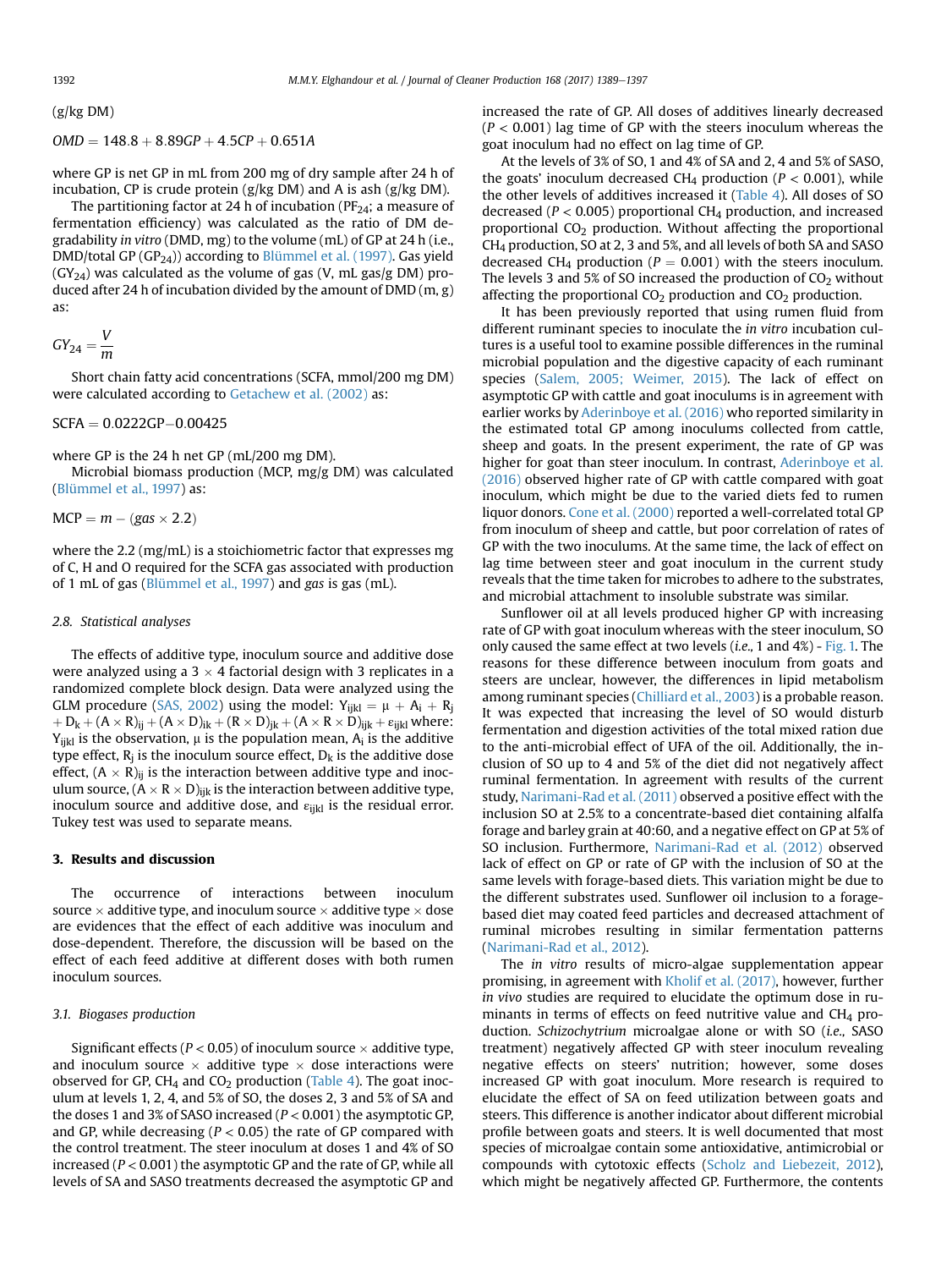(g/kg DM)

$$OMD = 148.8 + 8.89GP + 4.5CP + 0.651A$$

where GP is net GP in mL from 200 mg of dry sample after 24 h of incubation, CP is crude protein (g/kg DM) and A is ash (g/kg DM).

The partitioning factor at 24 h of incubation ($PF_{24}$; a measure of fermentation efficiency) was calculated as the ratio of DM degradability *in vitro* (DMD, mg) to the volume (mL) of GP at 24 h (i.e., DMD/total GP ($GP_{24}$)) according to Blümmel et al. (1997). Gas yield ($GY_{24}$) was calculated as the volume of gas (V, mL gas/g DM) produced after 24 h of incubation divided by the amount of DMD (m, g) as:

$$GY_{24} = \frac{V}{m}$$

Short chain fatty acid concentrations (SCFA, mmol/200 mg DM) were calculated according to Getachew et al. (2002) as:

$$SCFA = 0.0222GP - 0.00425$$

where GP is the 24 h net GP (mL/200 mg DM).

Microbial biomass production (MCP, mg/g DM) was calculated (Blümmel et al., 1997) as:

$$MCP = m - (gas \times 2.2)$$

where the 2.2 (mg/mL) is a stoichiometric factor that expresses mg of C, H and O required for the SCFA gas associated with production of 1 mL of gas (Blümmel et al., 1997) and *gas* is gas (mL).

### 2.8. Statistical analyses

The effects of additive type, inoculum source and additive dose were analyzed using a 3 × 4 factorial design with 3 replicates in a randomized complete block design. Data were analyzed using the GLM procedure (SAS, 2002) using the model: $Y_{ijkl} = \mu + A_i + R_j + D_k + (A \times R)_{ij} + (A \times D)_{ik} + (R \times D)_{jk} + (A \times R \times D)_{ijk} + \varepsilon_{ijkl}$ where: $Y_{ijkl}$ is the observation, $\mu$ is the population mean, $A_i$ is the additive type effect, $R_j$ is the inoculum source effect, $D_k$ is the additive dose effect, $(A \times R)_{ij}$ is the interaction between additive type and inoculum source, $(A \times R \times D)_{ijk}$ is the interaction between additive type, inoculum source and additive dose, and $\varepsilon_{ijkl}$ is the residual error. Tukey test was used to separate means.

## 3. Results and discussion

The occurrence of interactions between inoculum source × additive type, and inoculum source × additive type × dose are evidences that the effect of each additive was inoculum and dose-dependent. Therefore, the discussion will be based on the effect of each feed additive at different doses with both rumen inoculum sources.

### 3.1. Biogases production

Significant effects ($P < 0.05$) of inoculum source × additive type, and inoculum source × additive type × dose interactions were observed for GP, $CH_4$ and $CO_2$ production (Table 4). The goat inoculum at levels 1, 2, 4, and 5% of SO, the doses 2, 3 and 5% of SA and the doses 1 and 3% of SASO increased ($P < 0.001$) the asymptotic GP, and GP, while decreasing ($P < 0.05$) the rate of GP compared with the control treatment. The steer inoculum at doses 1 and 4% of SO increased ($P < 0.001$) the asymptotic GP and the rate of GP, while all levels of SA and SASO treatments decreased the asymptotic GP and increased the rate of GP. All doses of additives linearly decreased ($P < 0.001$) lag time of GP with the steers inoculum whereas the goat inoculum had no effect on lag time of GP.

At the levels of 3% of SO, 1 and 4% of SA and 2, 4 and 5% of SASO, the goats' inoculum decreased $CH_4$ production ($P < 0.001$), while the other levels of additives increased it (Table 4). All doses of SO decreased ($P < 0.005$) proportional $CH_4$ production, and increased proportional $CO_2$ production. Without affecting the proportional $CH_4$ production, SO at 2, 3 and 5%, and all levels of both SA and SASO decreased $CH_4$ production ($P = 0.001$) with the steers inoculum. The levels 3 and 5% of SO increased the production of $CO_2$ without affecting the proportional $CO_2$ production and $CO_2$ production.

It has been previously reported that using rumen fluid from different ruminant species to inoculate the *in vitro* incubation cultures is a useful tool to examine possible differences in the ruminal microbial population and the digestive capacity of each ruminant species (Salem, 2005; Weimer, 2015). The lack of effect on asymptotic GP with cattle and goat inoculums is in agreement with earlier works by Aderinboye et al. (2016) who reported similarity in the estimated total GP among inoculums collected from cattle, sheep and goats. In the present experiment, the rate of GP was higher for goat than steer inoculum. In contrast, Aderinboye et al. (2016) observed higher rate of GP with cattle compared with goat inoculum, which might be due to the varied diets fed to rumen liquor donors. Cone et al. (2000) reported a well-correlated total GP from inoculum of sheep and cattle, but poor correlation of rates of GP with the two inoculums. At the same time, the lack of effect on lag time between steer and goat inoculum in the current study reveals that the time taken for microbes to adhere to the substrates, and microbial attachment to insoluble substrate was similar.

Sunflower oil at all levels produced higher GP with increasing rate of GP with goat inoculum whereas with the steer inoculum, SO only caused the same effect at two levels (*i.e.*, 1 and 4%) - Fig. 1. The reasons for these difference between inoculum from goats and steers are unclear, however, the differences in lipid metabolism among ruminant species (Chilliard et al., 2003) is a probable reason. It was expected that increasing the level of SO would disturb fermentation and digestion activities of the total mixed ration due to the anti-microbial effect of UFA of the oil. Additionally, the inclusion of SO up to 4 and 5% of the diet did not negatively affect ruminal fermentation. In agreement with results of the current study, Narimani-Rad et al. (2011) observed a positive effect with the inclusion SO at 2.5% to a concentrate-based diet containing alfalfa forage and barley grain at 40:60, and a negative effect on GP at 5% of SO inclusion. Furthermore, Narimani-Rad et al. (2012) observed lack of effect on GP or rate of GP with the inclusion of SO at the same levels with forage-based diets. This variation might be due to the different substrates used. Sunflower oil inclusion to a forage-based diet may coated feed particles and decreased attachment of ruminal microbes resulting in similar fermentation patterns (Narimani-Rad et al., 2012).

The *in vitro* results of micro-algae supplementation appear promising, in agreement with Kholif et al. (2017), however, further *in vivo* studies are required to elucidate the optimum dose in ruminants in terms of effects on feed nutritive value and $CH_4$ production. *Schizochytrium* microalgae alone or with SO (*i.e.*, SASO treatment) negatively affected GP with steer inoculum revealing negative effects on steers' nutrition; however, some doses increased GP with goat inoculum. More research is required to elucidate the effect of SA on feed utilization between goats and steers. This difference is another indicator about different microbial profile between goats and steers. It is well documented that most species of microalgae contain some antioxidative, antimicrobial or compounds with cytotoxic effects (Scholz and Liebezeit, 2012), which might be negatively affected GP. Furthermore, the contents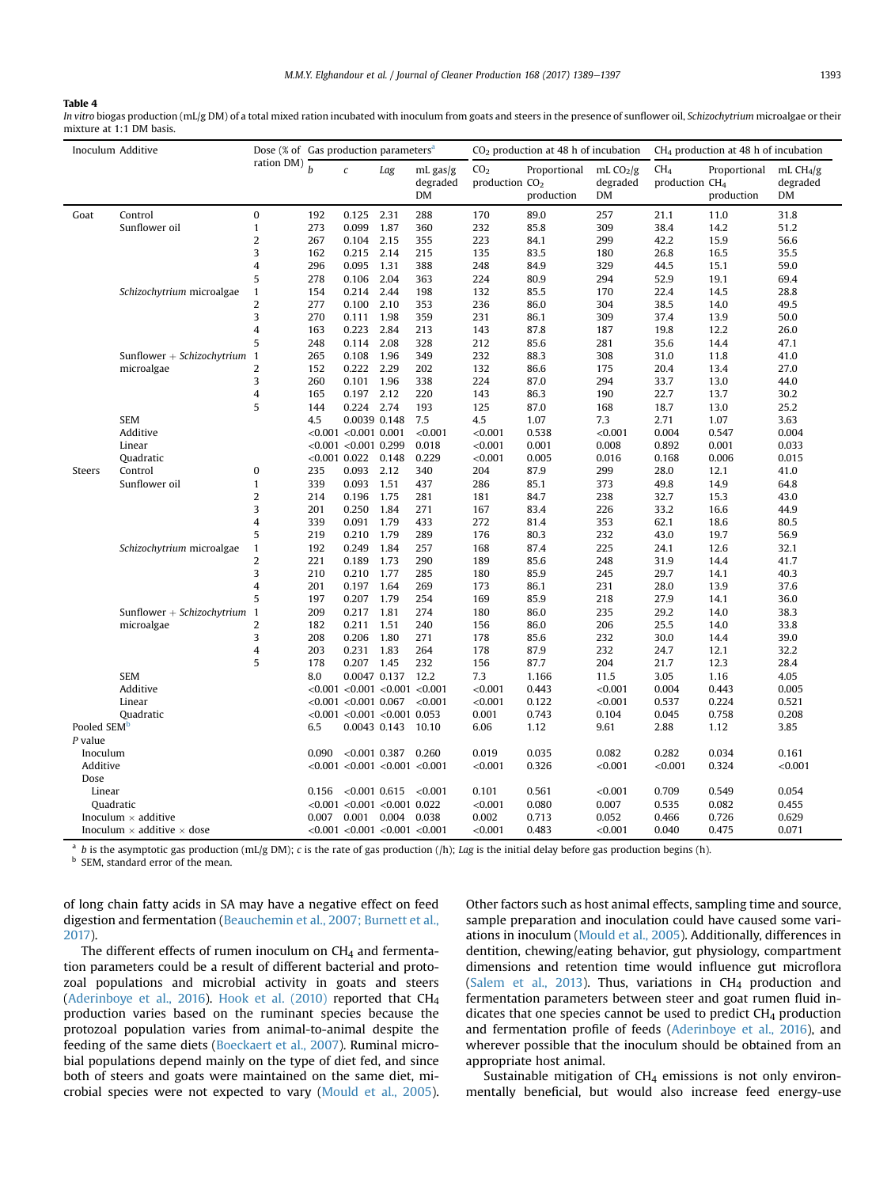**Table 4**

*In vitro* biogas production (mL/g DM) of a total mixed ration incubated with inoculum from goats and steers in the presence of sunflower oil, *Schizochytrium* microalgae or their mixture at 1:1 DM basis.

| Inoculum | Additive | Dose (% of ration DM) | Gas production parameters[a] | | | | $CO_2$ production at 48 h of incubation | | | $CH_4$ production at 48 h of incubation | | |
|---|---|---|---|---|---|---|---|---|---|---|---|---|
| | | | *b* | *c* | *Lag* | mL gas/g degraded DM | $CO_2$ production | Proportional $CO_2$ production | mL $CO_2$/g degraded DM | $CH_4$ production | Proportional $CH_4$ production | mL $CH_4$/g degraded DM |
| Goat | Control | 0 | 192 | 0.125 | 2.31 | 288 | 170 | 89.0 | 257 | 21.1 | 11.0 | 31.8 |
| | Sunflower oil | 1 | 273 | 0.099 | 1.87 | 360 | 232 | 85.8 | 309 | 38.4 | 14.2 | 51.2 |
| | | 2 | 267 | 0.104 | 2.15 | 355 | 223 | 84.1 | 299 | 42.2 | 15.9 | 56.6 |
| | | 3 | 162 | 0.215 | 2.14 | 215 | 135 | 83.5 | 180 | 26.8 | 16.5 | 35.5 |
| | | 4 | 296 | 0.095 | 1.31 | 388 | 248 | 84.9 | 329 | 44.5 | 15.1 | 59.0 |
| | | 5 | 278 | 0.106 | 2.04 | 363 | 224 | 80.9 | 294 | 52.9 | 19.1 | 69.4 |
| | *Schizochytrium* microalgae | 1 | 154 | 0.214 | 2.44 | 198 | 132 | 85.5 | 170 | 22.4 | 14.5 | 28.8 |
| | | 2 | 277 | 0.100 | 2.10 | 353 | 236 | 86.0 | 304 | 38.5 | 14.0 | 49.5 |
| | | 3 | 270 | 0.111 | 1.98 | 359 | 231 | 86.1 | 309 | 37.4 | 13.9 | 50.0 |
| | | 4 | 163 | 0.223 | 2.84 | 213 | 143 | 87.8 | 187 | 19.8 | 12.2 | 26.0 |
| | | 5 | 248 | 0.114 | 2.08 | 328 | 212 | 85.6 | 281 | 35.6 | 14.4 | 47.1 |
| | Sunflower + *Schizochytrium* microalgae | 1 | 265 | 0.108 | 1.96 | 349 | 232 | 88.3 | 308 | 31.0 | 11.8 | 41.0 |
| | | 2 | 152 | 0.222 | 2.29 | 202 | 132 | 86.6 | 175 | 20.4 | 13.4 | 27.0 |
| | | 3 | 260 | 0.101 | 1.96 | 338 | 224 | 87.0 | 294 | 33.7 | 13.0 | 44.0 |
| | | 4 | 165 | 0.197 | 2.12 | 220 | 143 | 86.3 | 190 | 22.7 | 13.7 | 30.2 |
| | | 5 | 144 | 0.224 | 2.74 | 193 | 125 | 87.0 | 168 | 18.7 | 13.0 | 25.2 |
| | SEM | | 4.5 | 0.0039 | 0.148 | 7.5 | 4.5 | 1.07 | 7.3 | 2.71 | 1.07 | 3.63 |
| | Additive | | <0.001 | <0.001 | 0.001 | <0.001 | <0.001 | 0.538 | <0.001 | 0.004 | 0.547 | 0.004 |
| | Linear | | <0.001 | <0.001 | 0.299 | 0.018 | <0.001 | 0.001 | 0.008 | 0.892 | 0.001 | 0.033 |
| | Quadratic | | <0.001 | 0.022 | 0.148 | 0.229 | <0.001 | 0.005 | 0.016 | 0.168 | 0.006 | 0.015 |
| Steers | Control | 0 | 235 | 0.093 | 2.12 | 340 | 204 | 87.9 | 299 | 28.0 | 12.1 | 41.0 |
| | Sunflower oil | 1 | 339 | 0.093 | 1.51 | 437 | 286 | 85.1 | 373 | 49.8 | 14.9 | 64.8 |
| | | 2 | 214 | 0.196 | 1.75 | 281 | 181 | 84.7 | 238 | 32.7 | 15.3 | 43.0 |
| | | 3 | 201 | 0.250 | 1.84 | 271 | 167 | 83.4 | 226 | 33.2 | 16.6 | 44.9 |
| | | 4 | 339 | 0.091 | 1.79 | 433 | 272 | 81.4 | 353 | 62.1 | 18.6 | 80.5 |
| | | 5 | 219 | 0.210 | 1.79 | 289 | 176 | 80.3 | 232 | 43.0 | 19.7 | 56.9 |
| | *Schizochytrium* microalgae | 1 | 192 | 0.249 | 1.84 | 257 | 168 | 87.4 | 225 | 24.1 | 12.6 | 32.1 |
| | | 2 | 221 | 0.189 | 1.73 | 290 | 189 | 85.6 | 248 | 31.9 | 14.4 | 41.7 |
| | | 3 | 210 | 0.210 | 1.77 | 285 | 180 | 85.9 | 245 | 29.7 | 14.1 | 40.3 |
| | | 4 | 201 | 0.197 | 1.64 | 269 | 173 | 86.1 | 231 | 28.0 | 13.9 | 37.6 |
| | | 5 | 197 | 0.207 | 1.79 | 254 | 169 | 85.9 | 218 | 27.9 | 14.1 | 36.0 |
| | Sunflower + *Schizochytrium* microalgae | 1 | 209 | 0.217 | 1.81 | 274 | 180 | 86.0 | 235 | 29.2 | 14.0 | 38.3 |
| | | 2 | 182 | 0.211 | 1.51 | 240 | 156 | 86.0 | 206 | 25.5 | 14.0 | 33.8 |
| | | 3 | 208 | 0.206 | 1.80 | 271 | 178 | 85.6 | 232 | 30.0 | 14.4 | 39.0 |
| | | 4 | 203 | 0.231 | 1.83 | 264 | 178 | 87.9 | 232 | 24.7 | 12.1 | 32.2 |
| | | 5 | 178 | 0.207 | 1.45 | 232 | 156 | 87.7 | 204 | 21.7 | 12.3 | 28.4 |
| | SEM | | 8.0 | 0.0047 | 0.137 | 12.2 | 7.3 | 1.166 | 11.5 | 3.05 | 1.16 | 4.05 |
| | Additive | | <0.001 | <0.001 | <0.001 | <0.001 | <0.001 | 0.443 | <0.001 | 0.004 | 0.443 | 0.005 |
| | Linear | | <0.001 | <0.001 | 0.067 | <0.001 | <0.001 | 0.122 | <0.001 | 0.537 | 0.224 | 0.521 |
| | Quadratic | | <0.001 | <0.001 | <0.001 | 0.053 | 0.001 | 0.743 | 0.104 | 0.045 | 0.758 | 0.208 |
| Pooled SEM[b] | | | 6.5 | 0.0043 | 0.143 | 10.10 | 6.06 | 1.12 | 9.61 | 2.88 | 1.12 | 3.85 |
| *P* value | | | | | | | | | | | | |
| Inoculum | | | 0.090 | <0.001 | 0.387 | 0.260 | 0.019 | 0.035 | 0.082 | 0.282 | 0.034 | 0.161 |
| Additive | | | <0.001 | <0.001 | <0.001 | <0.001 | <0.001 | 0.326 | <0.001 | <0.001 | 0.324 | <0.001 |
| Dose | | | | | | | | | | | | |
| Linear | | | 0.156 | <0.001 | 0.615 | <0.001 | 0.101 | 0.561 | <0.001 | 0.709 | 0.549 | 0.054 |
| Quadratic | | | <0.001 | <0.001 | <0.001 | 0.022 | <0.001 | 0.080 | 0.007 | 0.535 | 0.082 | 0.455 |
| Inoculum × additive | | | 0.007 | 0.001 | 0.004 | 0.038 | 0.002 | 0.713 | 0.052 | 0.466 | 0.726 | 0.629 |
| Inoculum × additive × dose | | | <0.001 | <0.001 | <0.001 | <0.001 | <0.001 | 0.483 | <0.001 | 0.040 | 0.475 | 0.071 |

[a] *b* is the asymptotic gas production (mL/g DM); *c* is the rate of gas production (/h); *Lag* is the initial delay before gas production begins (h).
[b] SEM, standard error of the mean.

of long chain fatty acids in SA may have a negative effect on feed digestion and fermentation (Beauchemin et al., 2007; Burnett et al., 2017).

The different effects of rumen inoculum on $CH_4$ and fermentation parameters could be a result of different bacterial and protozoal populations and microbial activity in goats and steers (Aderinboye et al., 2016). Hook et al. (2010) reported that $CH_4$ production varies based on the ruminant species because the protozoal population varies from animal-to-animal despite the feeding of the same diets (Boeckaert et al., 2007). Ruminal microbial populations depend mainly on the type of diet fed, and since both of steers and goats were maintained on the same diet, microbial species were not expected to vary (Mould et al., 2005). Other factors such as host animal effects, sampling time and source, sample preparation and inoculation could have caused some variations in inoculum (Mould et al., 2005). Additionally, differences in dentition, chewing/eating behavior, gut physiology, compartment dimensions and retention time would influence gut microflora (Salem et al., 2013). Thus, variations in $CH_4$ production and fermentation parameters between steer and goat rumen fluid indicates that one species cannot be used to predict $CH_4$ production and fermentation profile of feeds (Aderinboye et al., 2016), and wherever possible that the inoculum should be obtained from an appropriate host animal.

Sustainable mitigation of $CH_4$ emissions is not only environmentally beneficial, but would also increase feed energy-use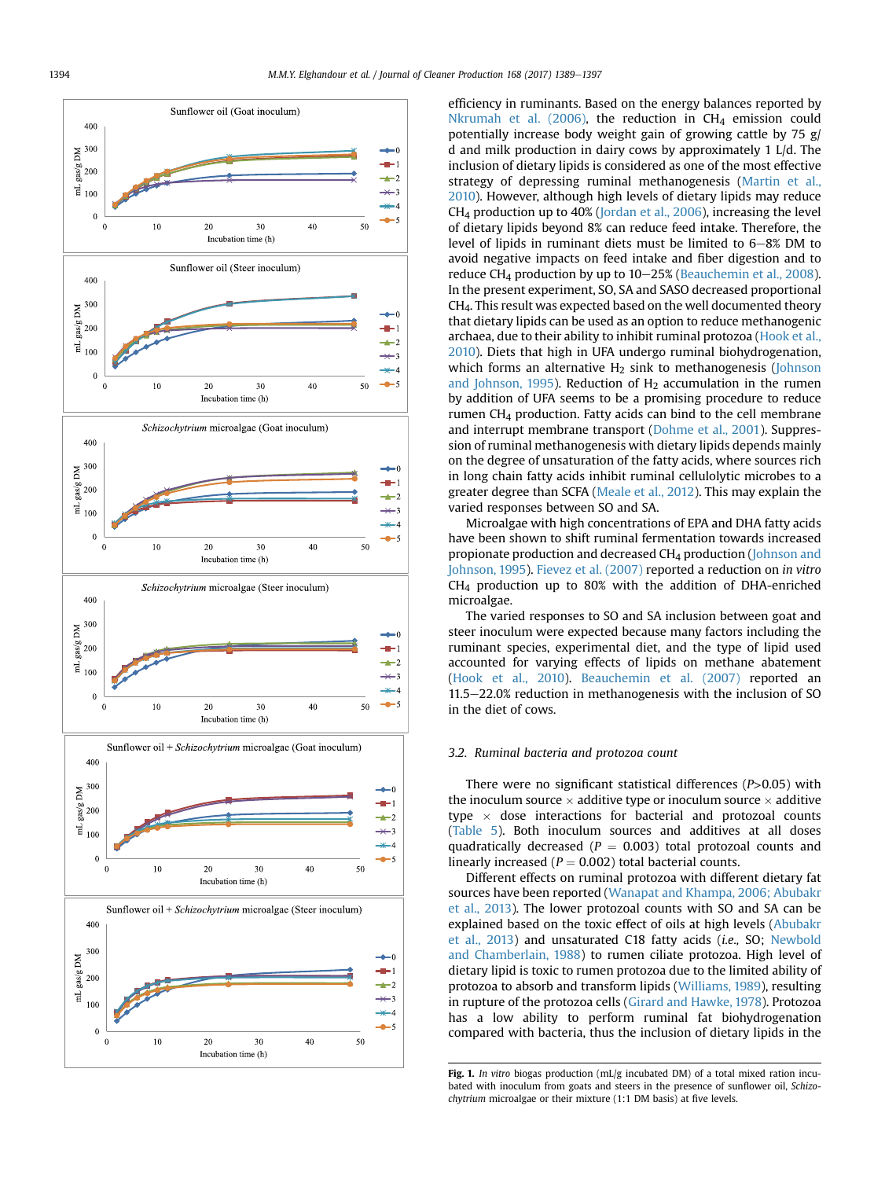efficiency in ruminants. Based on the energy balances reported by Nkrumah et al. (2006), the reduction in $CH_4$ emission could potentially increase body weight gain of growing cattle by 75 g/d and milk production in dairy cows by approximately 1 L/d. The inclusion of dietary lipids is considered as one of the most effective strategy of depressing ruminal methanogenesis (Martin et al., 2010). However, although high levels of dietary lipids may reduce $CH_4$ production up to 40% (Jordan et al., 2006), increasing the level of dietary lipids beyond 8% can reduce feed intake. Therefore, the level of lipids in ruminant diets must be limited to 6–8% DM to avoid negative impacts on feed intake and fiber digestion and to reduce $CH_4$ production by up to 10–25% (Beauchemin et al., 2008). In the present experiment, SO, SA and SASO decreased proportional $CH_4$. This result was expected based on the well documented theory that dietary lipids can be used as an option to reduce methanogenic archaea, due to their ability to inhibit ruminal protozoa (Hook et al., 2010). Diets that high in UFA undergo ruminal biohydrogenation, which forms an alternative $H_2$ sink to methanogenesis (Johnson and Johnson, 1995). Reduction of $H_2$ accumulation in the rumen by addition of UFA seems to be a promising procedure to reduce rumen $CH_4$ production. Fatty acids can bind to the cell membrane and interrupt membrane transport (Dohme et al., 2001). Suppression of ruminal methanogenesis with dietary lipids depends mainly on the degree of unsaturation of the fatty acids, where sources rich in long chain fatty acids inhibit ruminal cellulolytic microbes to a greater degree than SCFA (Meale et al., 2012). This may explain the varied responses between SO and SA.

Microalgae with high concentrations of EPA and DHA fatty acids have been shown to shift ruminal fermentation towards increased propionate production and decreased $CH_4$ production (Johnson and Johnson, 1995). Fievez et al. (2007) reported a reduction on *in vitro* $CH_4$ production up to 80% with the addition of DHA-enriched microalgae.

The varied responses to SO and SA inclusion between goat and steer inoculum were expected because many factors including the ruminant species, experimental diet, and the type of lipid used accounted for varying effects of lipids on methane abatement (Hook et al., 2010). Beauchemin et al. (2007) reported an 11.5–22.0% reduction in methanogenesis with the inclusion of SO in the diet of cows.

### 3.2. Ruminal bacteria and protozoa count

There were no significant statistical differences ($P$>0.05) with the inoculum source × additive type or inoculum source × additive type × dose interactions for bacterial and protozoal counts (Table 5). Both inoculum sources and additives at all doses quadratically decreased ($P$ = 0.003) total protozoal counts and linearly increased ($P$ = 0.002) total bacterial counts.

Different effects on ruminal protozoa with different dietary fat sources have been reported (Wanapat and Khampa, 2006; Abubakr et al., 2013). The lower protozoal counts with SO and SA can be explained based on the toxic effect of oils at high levels (Abubakr et al., 2013) and unsaturated C18 fatty acids (*i.e.*, SO; Newbold and Chamberlain, 1988) to rumen ciliate protozoa. High level of dietary lipid is toxic to rumen protozoa due to the limited ability of protozoa to absorb and transform lipids (Williams, 1989), resulting in rupture of the protozoa cells (Girard and Hawke, 1978). Protozoa has a low ability to perform ruminal fat biohydrogenation compared with bacteria, thus the inclusion of dietary lipids in the

**Fig. 1.** *In vitro* biogas production (mL/g incubated DM) of a total mixed ration incubated with inoculum from goats and steers in the presence of sunflower oil, *Schizochytrium* microalgae or their mixture (1:1 DM basis) at five levels.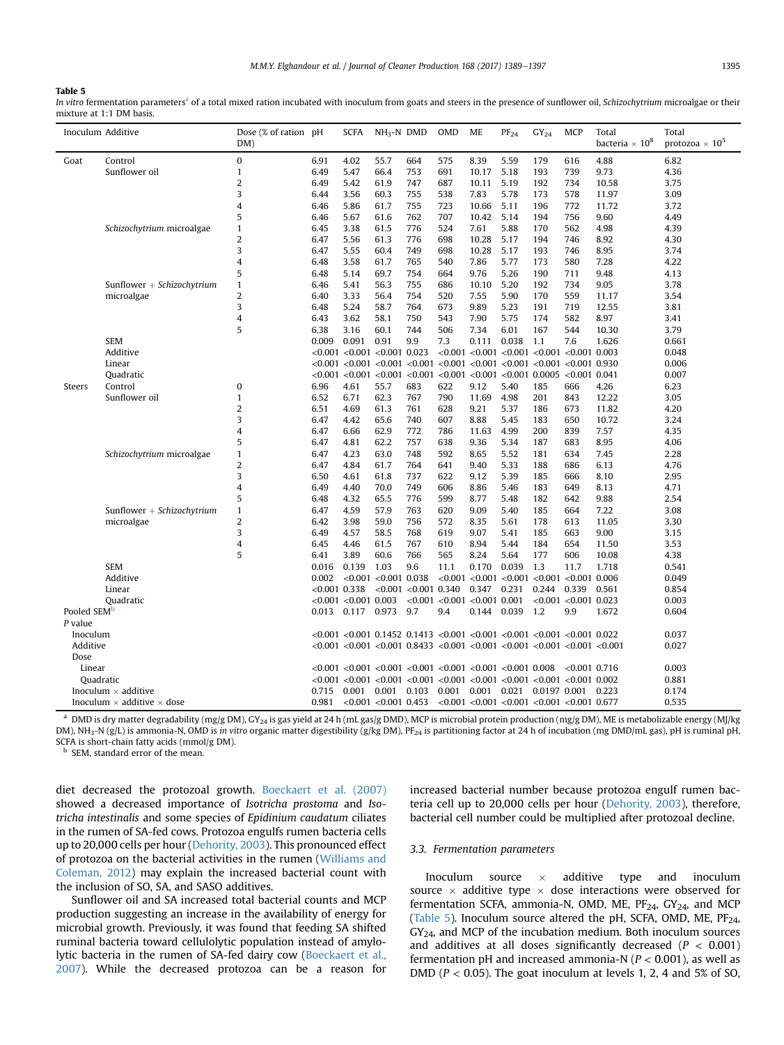**Table 5**
*In vitro* fermentation parameters[a] of a total mixed ration incubated with inoculum from goats and steers in the presence of sunflower oil, *Schizochytrium* microalgae or their mixture at 1:1 DM basis.

| Inoculum | Additive | Dose (% of ration DM) | pH | SCFA | $NH_3$-N | DMD | OMD | ME | $PF_{24}$ | $GY_{24}$ | MCP | Total bacteria × $10^8$ | Total protozoa × $10^5$ |
|---|---|---|---|---|---|---|---|---|---|---|---|---|---|
| Goat | Control | 0 | 6.91 | 4.02 | 55.7 | 664 | 575 | 8.39 | 5.59 | 179 | 616 | 4.88 | 6.82 |
| | Sunflower oil | 1 | 6.49 | 5.47 | 66.4 | 753 | 691 | 10.17 | 5.18 | 193 | 739 | 9.73 | 4.36 |
| | | 2 | 6.49 | 5.42 | 61.9 | 747 | 687 | 10.11 | 5.19 | 192 | 734 | 10.58 | 3.75 |
| | | 3 | 6.44 | 3.56 | 60.3 | 755 | 538 | 7.83 | 5.78 | 173 | 578 | 11.97 | 3.09 |
| | | 4 | 6.46 | 5.86 | 61.7 | 755 | 723 | 10.66 | 5.11 | 196 | 772 | 11.72 | 3.72 |
| | | 5 | 6.46 | 5.67 | 61.6 | 762 | 707 | 10.42 | 5.14 | 194 | 756 | 9.60 | 4.49 |
| | *Schizochytrium* microalgae | 1 | 6.45 | 3.38 | 61.5 | 776 | 524 | 7.61 | 5.88 | 170 | 562 | 4.98 | 4.39 |
| | | 2 | 6.47 | 5.56 | 61.3 | 776 | 698 | 10.28 | 5.17 | 194 | 746 | 8.92 | 4.30 |
| | | 3 | 6.47 | 5.55 | 60.4 | 749 | 698 | 10.28 | 5.17 | 193 | 746 | 8.95 | 3.74 |
| | | 4 | 6.48 | 3.58 | 61.7 | 765 | 540 | 7.86 | 5.77 | 173 | 580 | 7.28 | 4.22 |
| | | 5 | 6.48 | 5.14 | 69.7 | 754 | 664 | 9.76 | 5.26 | 190 | 711 | 9.48 | 4.13 |
| | Sunflower + *Schizochytrium* microalgae | 1 | 6.46 | 5.41 | 56.3 | 755 | 686 | 10.10 | 5.20 | 192 | 734 | 9.05 | 3.78 |
| | | 2 | 6.40 | 3.33 | 56.4 | 754 | 520 | 7.55 | 5.90 | 170 | 559 | 11.17 | 3.54 |
| | | 3 | 6.48 | 5.24 | 58.7 | 764 | 673 | 9.89 | 5.23 | 191 | 719 | 12.55 | 3.81 |
| | | 4 | 6.43 | 3.62 | 58.1 | 750 | 543 | 7.90 | 5.75 | 174 | 582 | 8.97 | 3.41 |
| | | 5 | 6.38 | 3.16 | 60.1 | 744 | 506 | 7.34 | 6.01 | 167 | 544 | 10.30 | 3.79 |
| | SEM | | 0.009 | 0.091 | 0.91 | 9.9 | 7.3 | 0.111 | 0.038 | 1.1 | 7.6 | 1.626 | 0.661 |
| | Additive | | <0.001 | <0.001 | <0.001 | 0.023 | <0.001 | <0.001 | <0.001 | <0.001 | <0.001 | 0.003 | 0.048 |
| | Linear | | <0.001 | <0.001 | <0.001 | <0.001 | <0.001 | <0.001 | <0.001 | <0.001 | <0.001 | 0.930 | 0.006 |
| | Quadratic | | <0.001 | <0.001 | <0.001 | <0.001 | <0.001 | <0.001 | <0.001 | 0.0005 | <0.001 | 0.041 | 0.007 |
| Steers | Control | 0 | 6.96 | 4.61 | 55.7 | 683 | 622 | 9.12 | 5.40 | 185 | 666 | 4.26 | 6.23 |
| | Sunflower oil | 1 | 6.52 | 6.71 | 62.3 | 767 | 790 | 11.69 | 4.98 | 201 | 843 | 12.22 | 3.05 |
| | | 2 | 6.51 | 4.69 | 61.3 | 761 | 628 | 9.21 | 5.37 | 186 | 673 | 11.82 | 4.20 |
| | | 3 | 6.47 | 4.42 | 65.6 | 740 | 607 | 8.88 | 5.45 | 183 | 650 | 10.72 | 3.24 |
| | | 4 | 6.47 | 6.66 | 62.9 | 772 | 786 | 11.63 | 4.99 | 200 | 839 | 7.57 | 4.35 |
| | | 5 | 6.47 | 4.81 | 62.2 | 757 | 638 | 9.36 | 5.34 | 187 | 683 | 8.95 | 4.06 |
| | *Schizochytrium* microalgae | 1 | 6.47 | 4.23 | 63.0 | 748 | 592 | 8.65 | 5.52 | 181 | 634 | 7.45 | 2.28 |
| | | 2 | 6.47 | 4.84 | 61.7 | 764 | 641 | 9.40 | 5.33 | 188 | 686 | 6.13 | 4.76 |
| | | 3 | 6.50 | 4.61 | 61.8 | 737 | 622 | 9.12 | 5.39 | 185 | 666 | 8.10 | 2.95 |
| | | 4 | 6.49 | 4.40 | 70.0 | 749 | 606 | 8.86 | 5.46 | 183 | 649 | 8.13 | 4.71 |
| | | 5 | 6.48 | 4.32 | 65.5 | 776 | 599 | 8.77 | 5.48 | 182 | 642 | 9.88 | 2.54 |
| | Sunflower + *Schizochytrium* microalgae | 1 | 6.47 | 4.59 | 57.9 | 763 | 620 | 9.09 | 5.40 | 185 | 664 | 7.22 | 3.08 |
| | | 2 | 6.42 | 3.98 | 59.0 | 756 | 572 | 8.35 | 5.61 | 178 | 613 | 11.05 | 3.30 |
| | | 3 | 6.49 | 4.57 | 58.5 | 768 | 619 | 9.07 | 5.41 | 185 | 663 | 9.00 | 3.15 |
| | | 4 | 6.45 | 4.46 | 61.5 | 767 | 610 | 8.94 | 5.44 | 184 | 654 | 11.50 | 3.53 |
| | | 5 | 6.41 | 3.89 | 60.6 | 766 | 565 | 8.24 | 5.64 | 177 | 606 | 10.08 | 4.38 |
| | SEM | | 0.016 | 0.139 | 1.03 | 9.6 | 11.1 | 0.170 | 0.039 | 1.3 | 11.7 | 1.718 | 0.541 |
| | Additive | | 0.002 | <0.001 | <0.001 | 0.038 | <0.001 | <0.001 | <0.001 | <0.001 | <0.001 | 0.006 | 0.049 |
| | Linear | | <0.001 | 0.338 | <0.001 | <0.001 | 0.340 | 0.347 | 0.231 | 0.244 | 0.339 | 0.561 | 0.854 |
| | Quadratic | | <0.001 | <0.001 | 0.003 | <0.001 | <0.001 | <0.001 | 0.001 | <0.001 | <0.001 | 0.023 | 0.003 |
| Pooled SEM[b] | | | 0.013 | 0.117 | 0.973 | 9.7 | 9.4 | 0.144 | 0.039 | 1.2 | 9.9 | 1.672 | 0.604 |
| *P* value | | | | | | | | | | | | | |
| Inoculum | | | <0.001 | <0.001 | 0.1452 | 0.1413 | <0.001 | <0.001 | <0.001 | <0.001 | <0.001 | 0.022 | 0.037 |
| Additive | | | <0.001 | <0.001 | <0.001 | 0.8433 | <0.001 | <0.001 | <0.001 | <0.001 | <0.001 | <0.001 | 0.027 |
| Dose | | | | | | | | | | | | | |
| Linear | | | <0.001 | <0.001 | <0.001 | <0.001 | <0.001 | <0.001 | <0.001 | 0.008 | <0.001 | 0.716 | 0.003 |
| Quadratic | | | <0.001 | <0.001 | <0.001 | <0.001 | <0.001 | <0.001 | <0.001 | <0.001 | <0.001 | 0.002 | 0.881 |
| Inoculum × additive | | | 0.715 | 0.001 | 0.001 | 0.103 | 0.001 | 0.001 | 0.021 | 0.0197 | 0.001 | 0.223 | 0.174 |
| Inoculum × additive × dose | | | 0.981 | <0.001 | <0.001 | 0.453 | <0.001 | <0.001 | <0.001 | <0.001 | <0.001 | 0.677 | 0.535 |

[a] DMD is dry matter degradability (mg/g DM), $GY_{24}$ is gas yield at 24 h (mL gas/g DMD), MCP is microbial protein production (mg/g DM), ME is metabolizable energy (MJ/kg DM), $NH_3$-N (g/L) is ammonia-N, OMD is *in vitro* organic matter digestibility (g/kg DM), $PF_{24}$ is partitioning factor at 24 h of incubation (mg DMD/mL gas), pH is ruminal pH, SCFA is short-chain fatty acids (mmol/g DM).

[b] SEM, standard error of the mean.

diet decreased the protozoal growth. Boeckaert et al. (2007) showed a decreased importance of *Isotricha prostoma* and *Isotricha intestinalis* and some species of *Epidinium caudatum* ciliates in the rumen of SA-fed cows. Protozoa engulf rumen bacteria cells up to 20,000 cells per hour (Dehority, 2003). This pronounced effect of protozoa on the bacterial activities in the rumen (Williams and Coleman, 2012) may explain the increased bacterial count with the inclusion of SO, SA, and SASO additives.

Sunflower oil and SA increased total bacterial counts and MCP production suggesting an increase in the availability of energy for microbial growth. Previously, it was found that feeding SA shifted ruminal bacteria toward cellulolytic population instead of amylolytic bacteria in the rumen of SA-fed dairy cow (Boeckaert et al., 2007). While the decreased protozoa can be a reason for increased bacterial number because protozoa engulf rumen bacteria cell up to 20,000 cells per hour (Dehority, 2003), therefore, bacterial cell number could be multiplied after protozoal decline.

### 3.3. Fermentation parameters

Inoculum source × additive type and inoculum source × additive type × dose interactions were observed for fermentation SCFA, ammonia-N, OMD, ME, $PF_{24}$, $GY_{24}$, and MCP (Table 5). Inoculum source altered the pH, SCFA, OMD, ME, $PF_{24}$, $GY_{24}$, and MCP of the incubation medium. Both inoculum sources and additives at all doses significantly decreased ($P < 0.001$) fermentation pH and increased ammonia-N ($P < 0.001$), as well as DMD ($P < 0.05$). The goat inoculum at levels 1, 2, 4 and 5% of SO,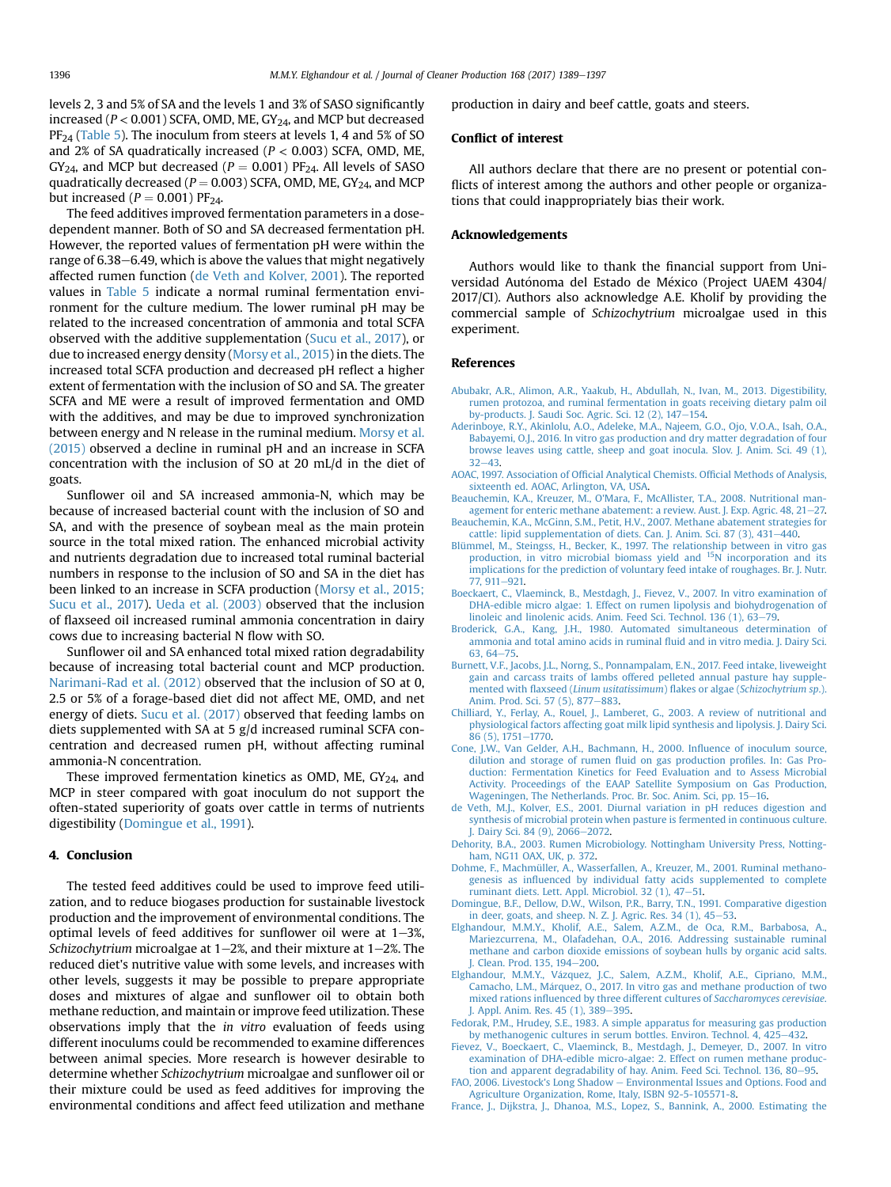levels 2, 3 and 5% of SA and the levels 1 and 3% of SASO significantly increased ($P < 0.001$) SCFA, OMD, ME, $GY_{24}$, and MCP but decreased $PF_{24}$ (Table 5). The inoculum from steers at levels 1, 4 and 5% of SO and 2% of SA quadratically increased ($P < 0.003$) SCFA, OMD, ME, $GY_{24}$, and MCP but decreased ($P = 0.001$) $PF_{24}$. All levels of SASO quadratically decreased ($P = 0.003$) SCFA, OMD, ME, $GY_{24}$, and MCP but increased ($P = 0.001$) $PF_{24}$.

The feed additives improved fermentation parameters in a dose-dependent manner. Both of SO and SA decreased fermentation pH. However, the reported values of fermentation pH were within the range of 6.38–6.49, which is above the values that might negatively affected rumen function (de Veth and Kolver, 2001). The reported values in Table 5 indicate a normal ruminal fermentation environment for the culture medium. The lower ruminal pH may be related to the increased concentration of ammonia and total SCFA observed with the additive supplementation (Sucu et al., 2017), or due to increased energy density (Morsy et al., 2015) in the diets. The increased total SCFA production and decreased pH reflect a higher extent of fermentation with the inclusion of SO and SA. The greater SCFA and ME were a result of improved fermentation and OMD with the additives, and may be due to improved synchronization between energy and N release in the ruminal medium. Morsy et al. (2015) observed a decline in ruminal pH and an increase in SCFA concentration with the inclusion of SO at 20 mL/d in the diet of goats.

Sunflower oil and SA increased ammonia-N, which may be because of increased bacterial count with the inclusion of SO and SA, and with the presence of soybean meal as the main protein source in the total mixed ration. The enhanced microbial activity and nutrients degradation due to increased total ruminal bacterial numbers in response to the inclusion of SO and SA in the diet has been linked to an increase in SCFA production (Morsy et al., 2015; Sucu et al., 2017). Ueda et al. (2003) observed that the inclusion of flaxseed oil increased ruminal ammonia concentration in dairy cows due to increasing bacterial N flow with SO.

Sunflower oil and SA enhanced total mixed ration degradability because of increasing total bacterial count and MCP production. Narimani-Rad et al. (2012) observed that the inclusion of SO at 0, 2.5 or 5% of a forage-based diet did not affect ME, OMD, and net energy of diets. Sucu et al. (2017) observed that feeding lambs on diets supplemented with SA at 5 g/d increased ruminal SCFA concentration and decreased rumen pH, without affecting ruminal ammonia-N concentration.

These improved fermentation kinetics as OMD, ME, $GY_{24}$, and MCP in steer compared with goat inoculum do not support the often-stated superiority of goats over cattle in terms of nutrients digestibility (Domingue et al., 1991).

## 4. Conclusion

The tested feed additives could be used to improve feed utilization, and to reduce biogases production for sustainable livestock production and the improvement of environmental conditions. The optimal levels of feed additives for sunflower oil were at 1–3%, *Schizochytrium* microalgae at 1–2%, and their mixture at 1–2%. The reduced diet's nutritive value with some levels, and increases with other levels, suggests it may be possible to prepare appropriate doses and mixtures of algae and sunflower oil to obtain both methane reduction, and maintain or improve feed utilization. These observations imply that the *in vitro* evaluation of feeds using different inoculums could be recommended to examine differences between animal species. More research is however desirable to determine whether *Schizochytrium* microalgae and sunflower oil or their mixture could be used as feed additives for improving the environmental conditions and affect feed utilization and methane production in dairy and beef cattle, goats and steers.

## Conflict of interest

All authors declare that there are no present or potential conflicts of interest among the authors and other people or organizations that could inappropriately bias their work.

## Acknowledgements

Authors would like to thank the financial support from Universidad Autónoma del Estado de México (Project UAEM 4304/2017/CI). Authors also acknowledge A.E. Kholif by providing the commercial sample of *Schizochytrium* microalgae used in this experiment.

## References

Abubakr, A.R., Alimon, A.R., Yaakub, H., Abdullah, N., Ivan, M., 2013. Digestibility, rumen protozoa, and ruminal fermentation in goats receiving dietary palm oil by-products. J. Saudi Soc. Agric. Sci. 12 (2), 147–154.

Aderinboye, R.Y., Akinlolu, A.O., Adeleke, M.A., Najeem, G.O., Ojo, V.O.A., Isah, O.A., Babayemi, O.J., 2016. In vitro gas production and dry matter degradation of four browse leaves using cattle, sheep and goat inocula. Slov. J. Anim. Sci. 49 (1), 32–43.

AOAC, 1997. Association of Official Analytical Chemists. Official Methods of Analysis, sixteenth ed. AOAC, Arlington, VA, USA.

Beauchemin, K.A., Kreuzer, M., O'Mara, F., McAllister, T.A., 2008. Nutritional management for enteric methane abatement: a review. Aust. J. Exp. Agric. 48, 21–27.

Beauchemin, K.A., McGinn, S.M., Petit, H.V., 2007. Methane abatement strategies for cattle: lipid supplementation of diets. Can. J. Anim. Sci. 87 (3), 431–440.

Blümmel, M., Steingss, H., Becker, K., 1997. The relationship between in vitro gas production, in vitro microbial biomass yield and $^{15}N$ incorporation and its implications for the prediction of voluntary feed intake of roughages. Br. J. Nutr. 77, 911–921.

Boeckaert, C., Vlaeminck, B., Mestdagh, J., Fievez, V., 2007. In vitro examination of DHA-edible micro algae: 1. Effect on rumen lipolysis and biohydrogenation of linoleic and linolenic acids. Anim. Feed Sci. Technol. 136 (1), 63–79.

Broderick, G.A., Kang, J.H., 1980. Automated simultaneous determination of ammonia and total amino acids in ruminal fluid and in vitro media. J. Dairy Sci. 63, 64–75.

Burnett, V.F., Jacobs, J.L., Norng, S., Ponnampalam, E.N., 2017. Feed intake, liveweight gain and carcass traits of lambs offered pelleted annual pasture hay supplemented with flaxseed (*Linum usitatissimum*) flakes or algae (*Schizochytrium sp.*). Anim. Prod. Sci. 57 (5), 877–883.

Chilliard, Y., Ferlay, A., Rouel, J., Lamberet, G., 2003. A review of nutritional and physiological factors affecting goat milk lipid synthesis and lipolysis. J. Dairy Sci. 86 (5), 1751–1770.

Cone, J.W., Van Gelder, A.H., Bachmann, H., 2000. Influence of inoculum source, dilution and storage of rumen fluid on gas production profiles. In: Gas Production: Fermentation Kinetics for Feed Evaluation and to Assess Microbial Activity. Proceedings of the EAAP Satellite Symposium on Gas Production, Wageningen, The Netherlands. Proc. Br. Soc. Anim. Sci, pp. 15–16.

de Veth, M.J., Kolver, E.S., 2001. Diurnal variation in pH reduces digestion and synthesis of microbial protein when pasture is fermented in continuous culture. J. Dairy Sci. 84 (9), 2066–2072.

Dehority, B.A., 2003. Rumen Microbiology. Nottingham University Press, Nottingham, NG11 OAX, UK, p. 372.

Dohme, F., Machmüller, A., Wasserfallen, A., Kreuzer, M., 2001. Ruminal methanogenesis as influenced by individual fatty acids supplemented to complete ruminant diets. Lett. Appl. Microbiol. 32 (1), 47–51.

Domingue, B.F., Dellow, D.W., Wilson, P.R., Barry, T.N., 1991. Comparative digestion in deer, goats, and sheep. N. Z. J. Agric. Res. 34 (1), 45–53.

Elghandour, M.M.Y., Kholif, A.E., Salem, A.Z.M., de Oca, R.M., Barbabosa, A., Mariezcurrena, M., Olafadehan, O.A., 2016. Addressing sustainable ruminal methane and carbon dioxide emissions of soybean hulls by organic acid salts. J. Clean. Prod. 135, 194–200.

Elghandour, M.M.Y., Vázquez, J.C., Salem, A.Z.M., Kholif, A.E., Cipriano, M.M., Camacho, L.M., Márquez, O., 2017. In vitro gas and methane production of two mixed rations influenced by three different cultures of *Saccharomyces cerevisiae*. J. Appl. Anim. Res. 45 (1), 389–395.

Fedorak, P.M., Hrudey, S.E., 1983. A simple apparatus for measuring gas production by methanogenic cultures in serum bottles. Environ. Technol. 4, 425–432.

Fievez, V., Boeckaert, C., Vlaeminck, B., Mestdagh, J., Demeyer, D., 2007. In vitro examination of DHA-edible micro-algae: 2. Effect on rumen methane production and apparent degradability of hay. Anim. Feed Sci. Technol. 136, 80–95.

FAO, 2006. Livestock's Long Shadow – Environmental Issues and Options. Food and Agriculture Organization, Rome, Italy, ISBN 92-5-105571-8.

France, J., Dijkstra, J., Dhanoa, M.S., Lopez, S., Bannink, A., 2000. Estimating the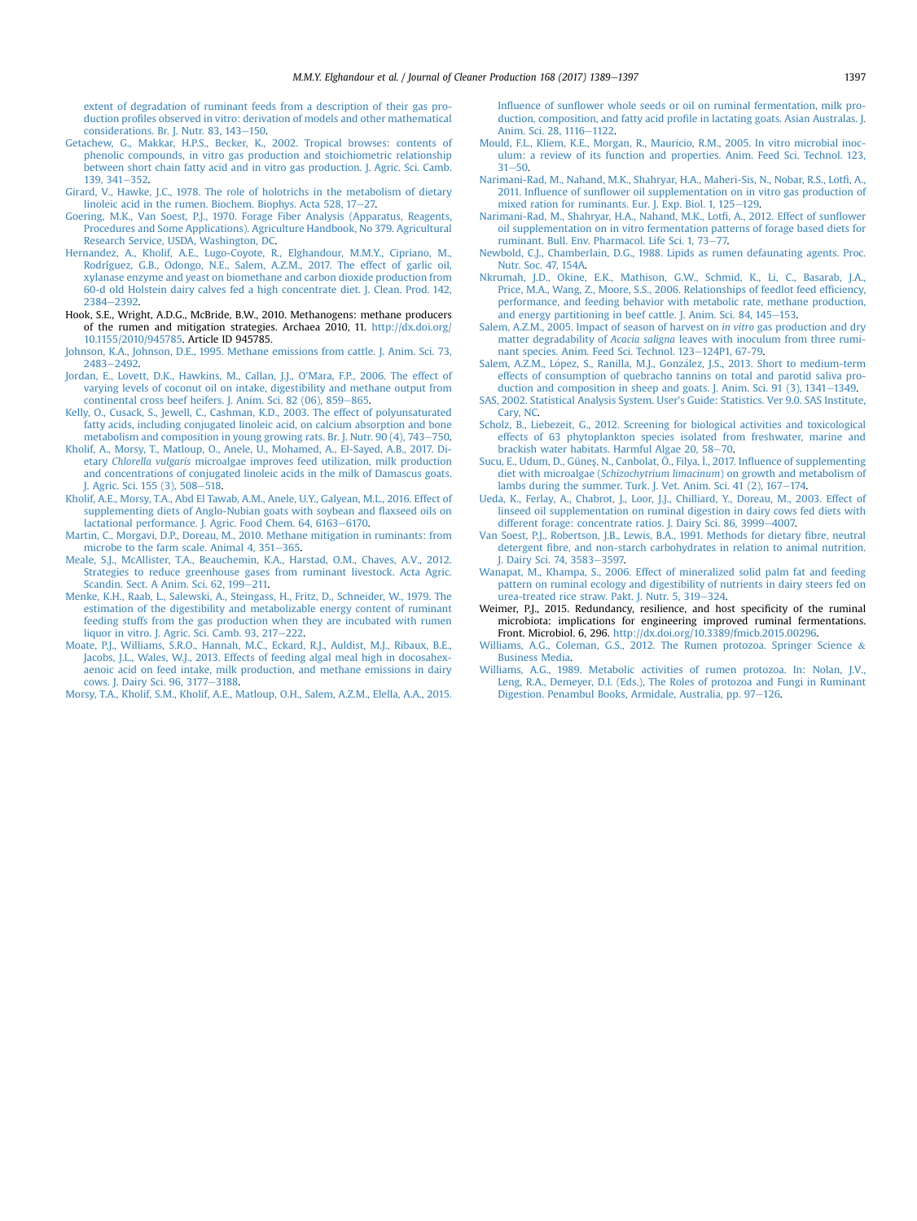extent of degradation of ruminant feeds from a description of their gas production profiles observed in vitro: derivation of models and other mathematical considerations. Br. J. Nutr. 83, 143–150.

Getachew, G., Makkar, H.P.S., Becker, K., 2002. Tropical browses: contents of phenolic compounds, in vitro gas production and stoichiometric relationship between short chain fatty acid and in vitro gas production. J. Agric. Sci. Camb. 139, 341–352.

Girard, V., Hawke, J.C., 1978. The role of holotrichs in the metabolism of dietary linoleic acid in the rumen. Biochem. Biophys. Acta 528, 17–27.

Goering, M.K., Van Soest, P.J., 1970. Forage Fiber Analysis (Apparatus, Reagents, Procedures and Some Applications). Agriculture Handbook, No 379. Agricultural Research Service, USDA, Washington, DC.

Hernandez, A., Kholif, A.E., Lugo-Coyote, R., Elghandour, M.M.Y., Cipriano, M., Rodríguez, G.B., Odongo, N.E., Salem, A.Z.M., 2017. The effect of garlic oil, xylanase enzyme and yeast on biomethane and carbon dioxide production from 60-d old Holstein dairy calves fed a high concentrate diet. J. Clean. Prod. 142, 2384–2392.

Hook, S.E., Wright, A.D.G., McBride, B.W., 2010. Methanogens: methane producers of the rumen and mitigation strategies. Archaea 2010, 11. http://dx.doi.org/10.1155/2010/945785. Article ID 945785.

Johnson, K.A., Johnson, D.E., 1995. Methane emissions from cattle. J. Anim. Sci. 73, 2483–2492.

Jordan, E., Lovett, D.K., Hawkins, M., Callan, J.J., O'Mara, F.P., 2006. The effect of varying levels of coconut oil on intake, digestibility and methane output from continental cross beef heifers. J. Anim. Sci. 82 (06), 859–865.

Kelly, O., Cusack, S., Jewell, C., Cashman, K.D., 2003. The effect of polyunsaturated fatty acids, including conjugated linoleic acid, on calcium absorption and bone metabolism and composition in young growing rats. Br. J. Nutr. 90 (4), 743–750.

Kholif, A., Morsy, T., Matloup, O., Anele, U., Mohamed, A., El-Sayed, A.B., 2017. Dietary *Chlorella vulgaris* microalgae improves feed utilization, milk production and concentrations of conjugated linoleic acids in the milk of Damascus goats. J. Agric. Sci. 155 (3), 508–518.

Kholif, A.E., Morsy, T.A., Abd El Tawab, A.M., Anele, U.Y., Galyean, M.L., 2016. Effect of supplementing diets of Anglo-Nubian goats with soybean and flaxseed oils on lactational performance. J. Agric. Food Chem. 64, 6163–6170.

Martin, C., Morgavi, D.P., Doreau, M., 2010. Methane mitigation in ruminants: from microbe to the farm scale. Animal 4, 351–365.

Meale, S.J., McAllister, T.A., Beauchemin, K.A., Harstad, O.M., Chaves, A.V., 2012. Strategies to reduce greenhouse gases from ruminant livestock. Acta Agric. Scandin. Sect. A Anim. Sci. 62, 199–211.

Menke, K.H., Raab, L., Salewski, A., Steingass, H., Fritz, D., Schneider, W., 1979. The estimation of the digestibility and metabolizable energy content of ruminant feeding stuffs from the gas production when they are incubated with rumen liquor in vitro. J. Agric. Sci. Camb. 93, 217–222.

Moate, P.J., Williams, S.R.O., Hannah, M.C., Eckard, R.J., Auldist, M.J., Ribaux, B.E., Jacobs, J.L., Wales, W.J., 2013. Effects of feeding algal meal high in docosahexaenoic acid on feed intake, milk production, and methane emissions in dairy cows. J. Dairy Sci. 96, 3177–3188.

Morsy, T.A., Kholif, S.M., Kholif, A.E., Matloup, O.H., Salem, A.Z.M., Elella, A.A., 2015. Influence of sunflower whole seeds or oil on ruminal fermentation, milk production, composition, and fatty acid profile in lactating goats. Asian Australas. J. Anim. Sci. 28, 1116–1122.

Mould, F.L., Kliem, K.E., Morgan, R., Mauricio, R.M., 2005. In vitro microbial inoculum: a review of its function and properties. Anim. Feed Sci. Technol. 123, 31–50.

Narimani-Rad, M., Nahand, M.K., Shahryar, H.A., Maheri-Sis, N., Nobar, R.S., Lotfi, A., 2011. Influence of sunflower oil supplementation on in vitro gas production of mixed ration for ruminants. Eur. J. Exp. Biol. 1, 125–129.

Narimani-Rad, M., Shahryar, H.A., Nahand, M.K., Lotfi, A., 2012. Effect of sunflower oil supplementation on in vitro fermentation patterns of forage based diets for ruminant. Bull. Env. Pharmacol. Life Sci. 1, 73–77.

Newbold, C.J., Chamberlain, D.G., 1988. Lipids as rumen defaunating agents. Proc. Nutr. Soc. 47, 154A.

Nkrumah, J.D., Okine, E.K., Mathison, G.W., Schmid, K., Li, C., Basarab, J.A., Price, M.A., Wang, Z., Moore, S.S., 2006. Relationships of feedlot feed efficiency, performance, and feeding behavior with metabolic rate, methane production, and energy partitioning in beef cattle. J. Anim. Sci. 84, 145–153.

Salem, A.Z.M., 2005. Impact of season of harvest on *in vitro* gas production and dry matter degradability of *Acacia saligna* leaves with inoculum from three ruminant species. Anim. Feed Sci. Technol. 123–124P1, 67-79.

Salem, A.Z.M., López, S., Ranilla, M.J., González, J.S., 2013. Short to medium-term effects of consumption of quebracho tannins on total and parotid saliva production and composition in sheep and goats. J. Anim. Sci. 91 (3), 1341–1349.

SAS, 2002. Statistical Analysis System. User's Guide: Statistics. Ver 9.0. SAS Institute, Cary, NC.

Scholz, B., Liebezeit, G., 2012. Screening for biological activities and toxicological effects of 63 phytoplankton species isolated from freshwater, marine and brackish water habitats. Harmful Algae 20, 58–70.

Sucu, E., Udum, D., Güneş, N., Canbolat, Ö., Filya, İ., 2017. Influence of supplementing diet with microalgae (*Schizochytrium limacinum*) on growth and metabolism of lambs during the summer. Turk. J. Vet. Anim. Sci. 41 (2), 167–174.

Ueda, K., Ferlay, A., Chabrot, J., Loor, J.J., Chilliard, Y., Doreau, M., 2003. Effect of linseed oil supplementation on ruminal digestion in dairy cows fed diets with different forage: concentrate ratios. J. Dairy Sci. 86, 3999–4007.

Van Soest, P.J., Robertson, J.B., Lewis, B.A., 1991. Methods for dietary fibre, neutral detergent fibre, and non-starch carbohydrates in relation to animal nutrition. J. Dairy Sci. 74, 3583–3597.

Wanapat, M., Khampa, S., 2006. Effect of mineralized solid palm fat and feeding pattern on ruminal ecology and digestibility of nutrients in dairy steers fed on urea-treated rice straw. Pakt. J. Nutr. 5, 319–324.

Weimer, P.J., 2015. Redundancy, resilience, and host specificity of the ruminal microbiota: implications for engineering improved ruminal fermentations. Front. Microbiol. 6, 296. http://dx.doi.org/10.3389/fmicb.2015.00296.

Williams, A.G., Coleman, G.S., 2012. The Rumen protozoa. Springer Science & Business Media.

Williams, A.G., 1989. Metabolic activities of rumen protozoa. In: Nolan, J.V., Leng, R.A., Demeyer, D.I. (Eds.), The Roles of protozoa and Fungi in Ruminant Digestion. Penambul Books, Armidale, Australia, pp. 97–126.